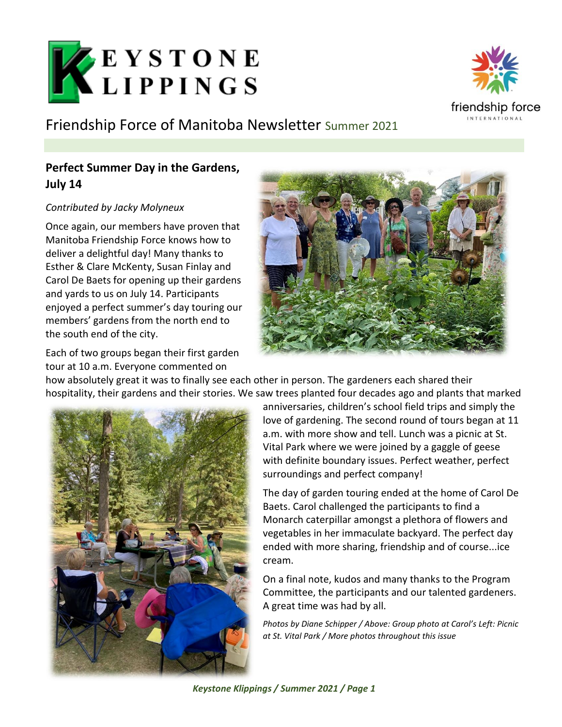# KEYSTONE KLIPPINGS

Friendship Force of Manitoba Newsletter Summer 2021

## Perfect Summer Day in the Gardens, July 14

*Contributed by Jacky Molyneux*

Once again, our members have proven that Manitoba Friendship Force knows how to deliver a delightful day! Many thanks to Esther & Clare McKenty, Susan Finlay and Carol De Baets for opening up their gardens and yards to us on July 14. Participants enjoyed a perfect summer's day touring our members' gardens from the north end to the south end of the city.

Each of two groups began their first garden tour at 10 a.m. Everyone commented on how absolutely great it was to finally see each other in person. The gardeners each shared their hospitality, their gardens and their stories. We saw trees planted four decades ago and plants that marked anniversaries, children's school field trips and simply the love of gardening. The second round of tours began at 11 a.m. with more show and tell. Lunch was a picnic at St. Vital Park where we were joined by a gaggle of geese with definite boundary issues. Perfect weather, perfect surroundings and perfect company!

The day of garden touring ended at the home of Carol De Baets. Carol challenged the participants to find a Monarch caterpillar amongst a plethora of flowers and vegetables in her immaculate backyard. The perfect day ended with more sharing, friendship and of course...ice cream.

On a final note, kudos and many thanks to the Program Committee, the participants and our talented gardeners. A great time was had by all.

*Photos by Diane Schipper / Above: Group photo at Carol's Left: Picnic at St. Vital Park / More photos throughout this issue*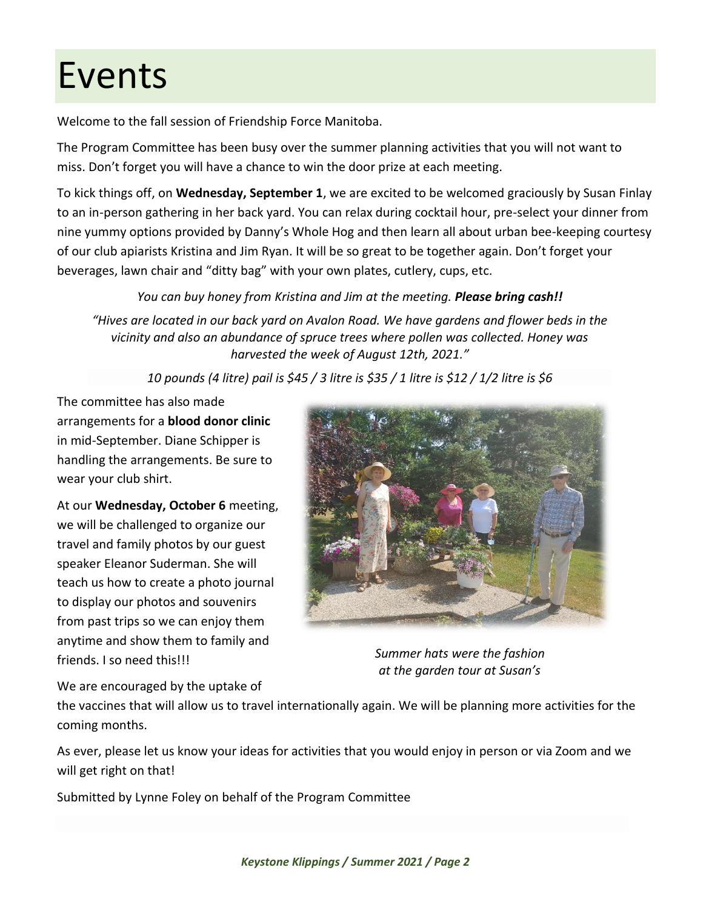# Events

Welcome to the fall session of Friendship Force Manitoba.

The Program Committee has been busy over the summer planning activities that you will not want to miss. Don't forget you will have a chance to win the door prize at each meeting.

To kick things off, on **Wednesday, September 1**, we are excited to be welcomed graciously by Susan Finlay to an in-person gathering in her back yard. You can relax during cocktail hour, pre-select your dinner from nine yummy options provided by Danny's Whole Hog and then learn all about urban bee-keeping courtesy of our club apiarists Kristina and Jim Ryan. It will be so great to be together again. Don't forget your beverages, lawn chair and "ditty bag" with your own plates, cutlery, cups, etc.

*You can buy honey from Kristina and Jim at the meeting.* ***Please bring cash!!***

*"Hives are located in our back yard on Avalon Road. We have gardens and flower beds in the vicinity and also an abundance of spruce trees where pollen was collected. Honey was harvested the week of August 12th, 2021."*

*10 pounds (4 litre) pail is $45 / 3 litre is $35 / 1 litre is $12 / 1/2 litre is $6*

The committee has also made arrangements for a **blood donor clinic** in mid-September. Diane Schipper is handling the arrangements. Be sure to wear your club shirt.

At our **Wednesday, October 6** meeting, we will be challenged to organize our travel and family photos by our guest speaker Eleanor Suderman. She will teach us how to create a photo journal to display our photos and souvenirs from past trips so we can enjoy them anytime and show them to family and friends. I so need this!!!

*Summer hats were the fashion at the garden tour at Susan's*

We are encouraged by the uptake of the vaccines that will allow us to travel internationally again. We will be planning more activities for the coming months.

As ever, please let us know your ideas for activities that you would enjoy in person or via Zoom and we will get right on that!

Submitted by Lynne Foley on behalf of the Program Committee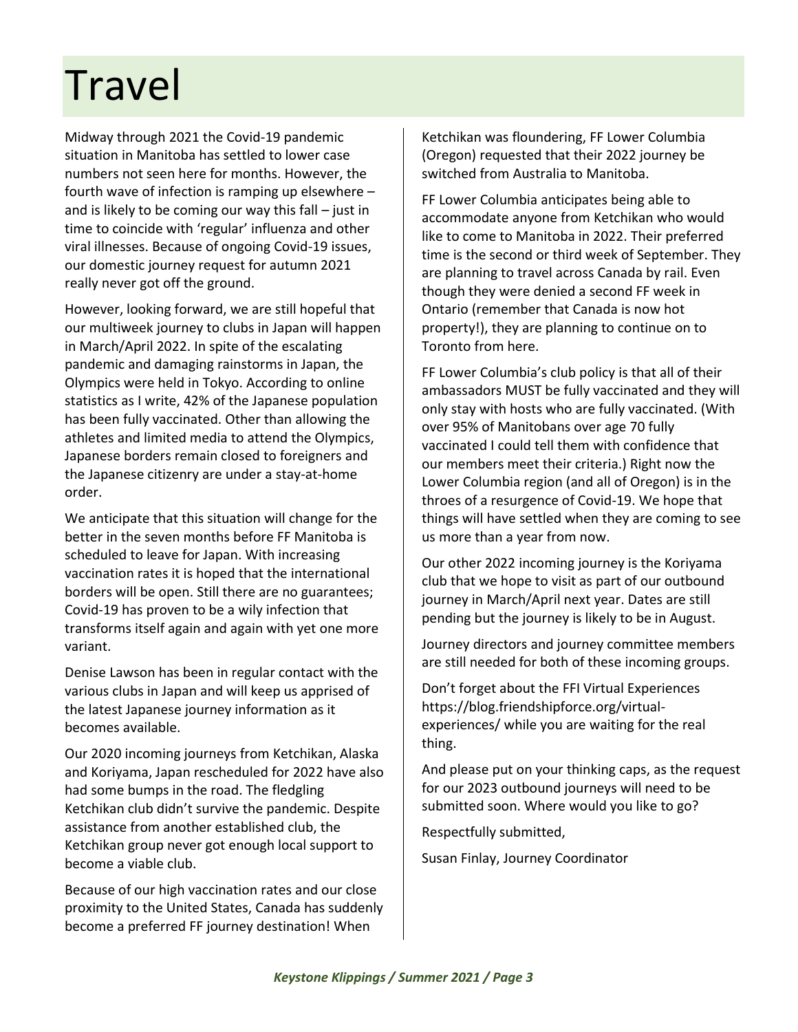# Travel

Midway through 2021 the Covid-19 pandemic situation in Manitoba has settled to lower case numbers not seen here for months. However, the fourth wave of infection is ramping up elsewhere – and is likely to be coming our way this fall – just in time to coincide with 'regular' influenza and other viral illnesses. Because of ongoing Covid-19 issues, our domestic journey request for autumn 2021 really never got off the ground.

However, looking forward, we are still hopeful that our multiweek journey to clubs in Japan will happen in March/April 2022. In spite of the escalating pandemic and damaging rainstorms in Japan, the Olympics were held in Tokyo. According to online statistics as I write, 42% of the Japanese population has been fully vaccinated. Other than allowing the athletes and limited media to attend the Olympics, Japanese borders remain closed to foreigners and the Japanese citizenry are under a stay-at-home order.

We anticipate that this situation will change for the better in the seven months before FF Manitoba is scheduled to leave for Japan. With increasing vaccination rates it is hoped that the international borders will be open. Still there are no guarantees; Covid-19 has proven to be a wily infection that transforms itself again and again with yet one more variant.

Denise Lawson has been in regular contact with the various clubs in Japan and will keep us apprised of the latest Japanese journey information as it becomes available.

Our 2020 incoming journeys from Ketchikan, Alaska and Koriyama, Japan rescheduled for 2022 have also had some bumps in the road. The fledgling Ketchikan club didn't survive the pandemic. Despite assistance from another established club, the Ketchikan group never got enough local support to become a viable club.

Because of our high vaccination rates and our close proximity to the United States, Canada has suddenly become a preferred FF journey destination! When Ketchikan was floundering, FF Lower Columbia (Oregon) requested that their 2022 journey be switched from Australia to Manitoba.

FF Lower Columbia anticipates being able to accommodate anyone from Ketchikan who would like to come to Manitoba in 2022. Their preferred time is the second or third week of September. They are planning to travel across Canada by rail. Even though they were denied a second FF week in Ontario (remember that Canada is now hot property!), they are planning to continue on to Toronto from here.

FF Lower Columbia's club policy is that all of their ambassadors MUST be fully vaccinated and they will only stay with hosts who are fully vaccinated. (With over 95% of Manitobans over age 70 fully vaccinated I could tell them with confidence that our members meet their criteria.) Right now the Lower Columbia region (and all of Oregon) is in the throes of a resurgence of Covid-19. We hope that things will have settled when they are coming to see us more than a year from now.

Our other 2022 incoming journey is the Koriyama club that we hope to visit as part of our outbound journey in March/April next year. Dates are still pending but the journey is likely to be in August.

Journey directors and journey committee members are still needed for both of these incoming groups.

Don't forget about the FFI Virtual Experiences https://blog.friendshipforce.org/virtual-experiences/ while you are waiting for the real thing.

And please put on your thinking caps, as the request for our 2023 outbound journeys will need to be submitted soon. Where would you like to go?

Respectfully submitted,

Susan Finlay, Journey Coordinator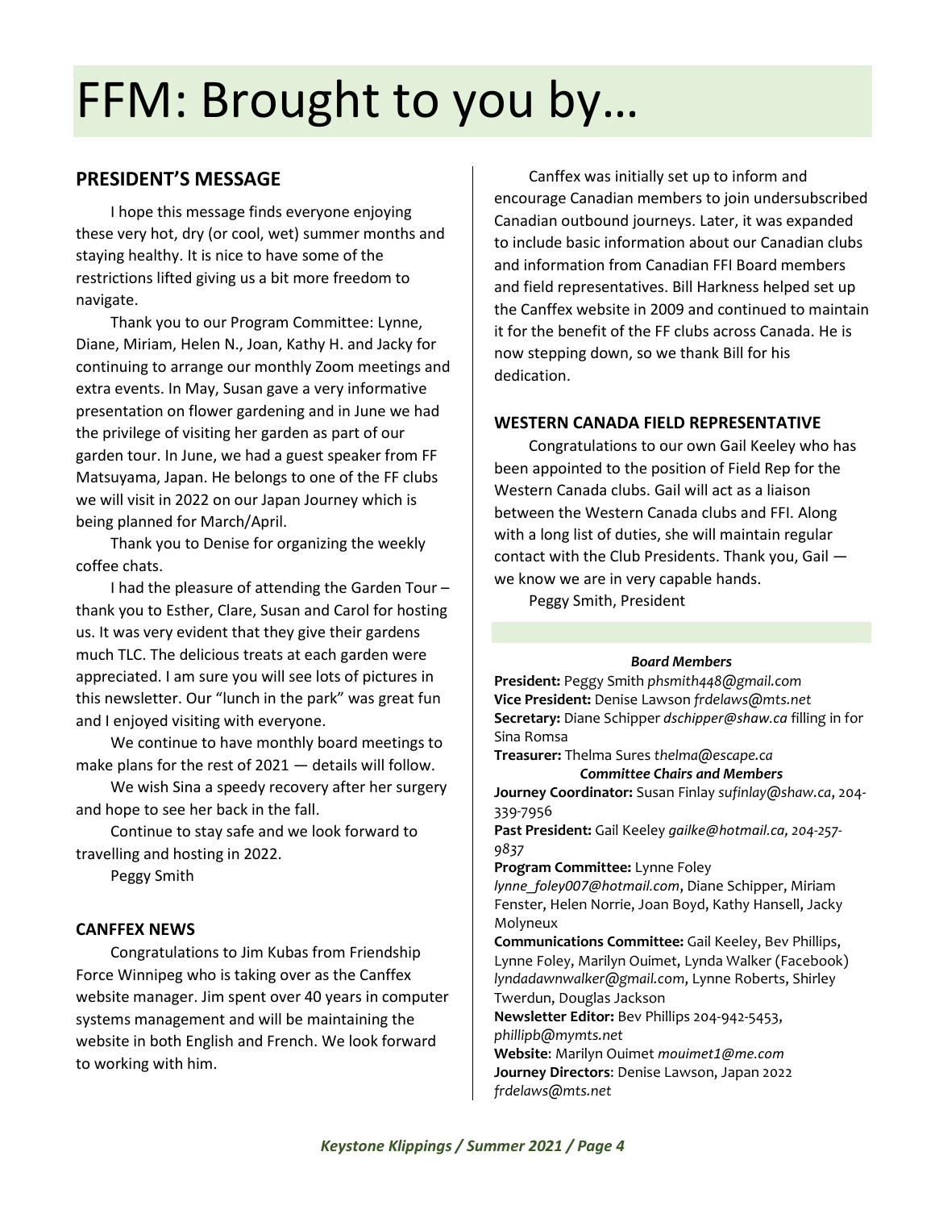# FFM: Brought to you by…

## PRESIDENT'S MESSAGE

I hope this message finds everyone enjoying these very hot, dry (or cool, wet) summer months and staying healthy. It is nice to have some of the restrictions lifted giving us a bit more freedom to navigate.

Thank you to our Program Committee: Lynne, Diane, Miriam, Helen N., Joan, Kathy H. and Jacky for continuing to arrange our monthly Zoom meetings and extra events. In May, Susan gave a very informative presentation on flower gardening and in June we had the privilege of visiting her garden as part of our garden tour. In June, we had a guest speaker from FF Matsuyama, Japan. He belongs to one of the FF clubs we will visit in 2022 on our Japan Journey which is being planned for March/April.

Thank you to Denise for organizing the weekly coffee chats.

I had the pleasure of attending the Garden Tour – thank you to Esther, Clare, Susan and Carol for hosting us. It was very evident that they give their gardens much TLC. The delicious treats at each garden were appreciated. I am sure you will see lots of pictures in this newsletter. Our "lunch in the park" was great fun and I enjoyed visiting with everyone.

We continue to have monthly board meetings to make plans for the rest of 2021 — details will follow.

We wish Sina a speedy recovery after her surgery and hope to see her back in the fall.

Continue to stay safe and we look forward to travelling and hosting in 2022.

Peggy Smith

## CANFFEX NEWS

Congratulations to Jim Kubas from Friendship Force Winnipeg who is taking over as the Canffex website manager. Jim spent over 40 years in computer systems management and will be maintaining the website in both English and French. We look forward to working with him.

Canffex was initially set up to inform and encourage Canadian members to join undersubscribed Canadian outbound journeys. Later, it was expanded to include basic information about our Canadian clubs and information from Canadian FFI Board members and field representatives. Bill Harkness helped set up the Canffex website in 2009 and continued to maintain it for the benefit of the FF clubs across Canada. He is now stepping down, so we thank Bill for his dedication.

## WESTERN CANADA FIELD REPRESENTATIVE

Congratulations to our own Gail Keeley who has been appointed to the position of Field Rep for the Western Canada clubs. Gail will act as a liaison between the Western Canada clubs and FFI. Along with a long list of duties, she will maintain regular contact with the Club Presidents. Thank you, Gail — we know we are in very capable hands.

Peggy Smith, President

***Board Members***

**President:** Peggy Smith *phsmith448@gmail.com*
**Vice President:** Denise Lawson *frdelaws@mts.net*
**Secretary:** Diane Schipper *dschipper@shaw.ca* filling in for Sina Romsa
**Treasurer:** Thelma Sures *thelma@escape.ca*

***Committee Chairs and Members***

**Journey Coordinator:** Susan Finlay *sufinlay@shaw.ca*, 204-339-7956
**Past President:** Gail Keeley *gailke@hotmail.ca, 204-257-9837*
**Program Committee:** Lynne Foley *lynne_foley007@hotmail.com*, Diane Schipper, Miriam Fenster, Helen Norrie, Joan Boyd, Kathy Hansell, Jacky Molyneux
**Communications Committee:** Gail Keeley, Bev Phillips, Lynne Foley, Marilyn Ouimet, Lynda Walker (Facebook) *lyndadawnwalker@gmail.com*, Lynne Roberts, Shirley Twerdun, Douglas Jackson
**Newsletter Editor:** Bev Phillips 204-942-5453, *phillipb@mymts.net*
**Website**: Marilyn Ouimet *mouimet1@me.com*
**Journey Directors**: Denise Lawson, Japan 2022 *frdelaws@mts.net*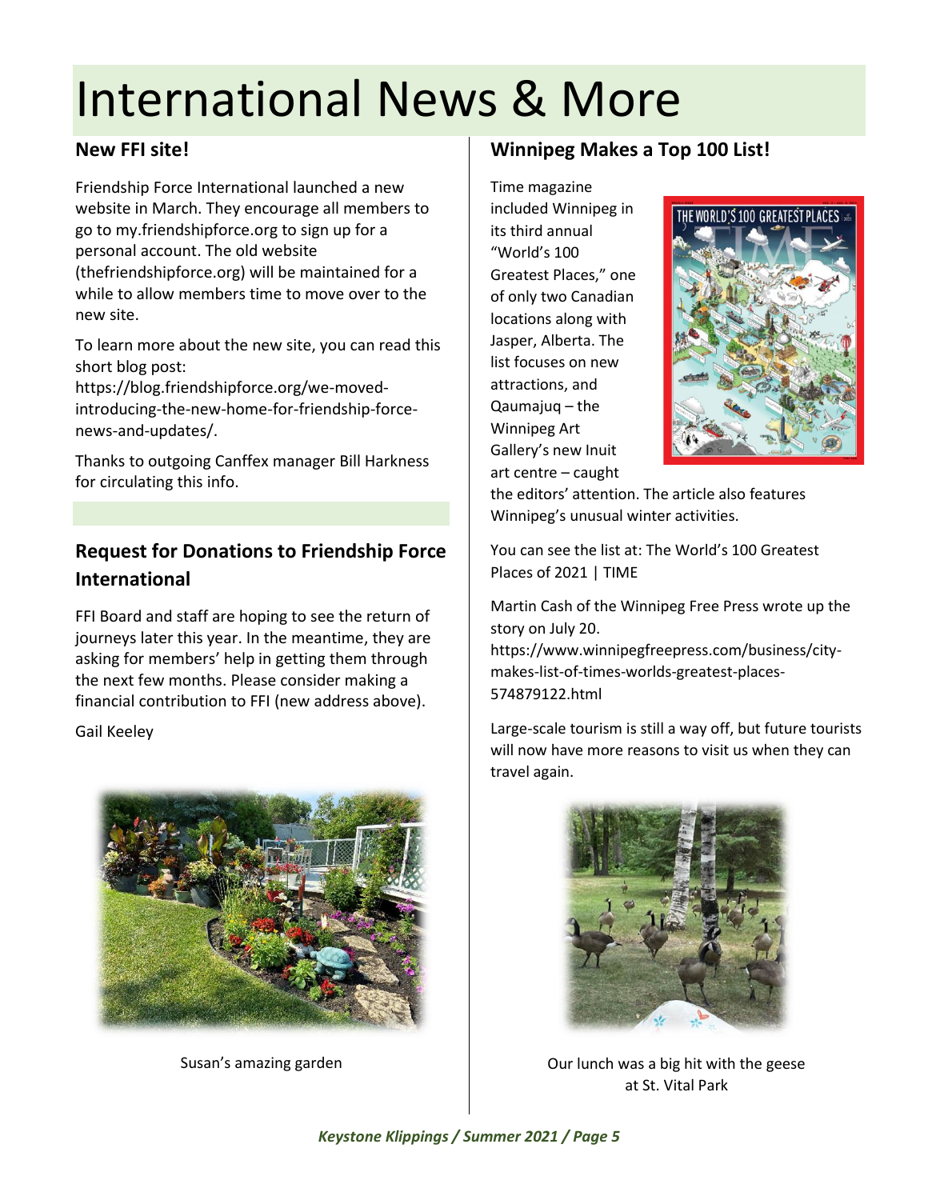# International News & More

## New FFI site!

Friendship Force International launched a new website in March. They encourage all members to go to my.friendshipforce.org to sign up for a personal account. The old website (thefriendshipforce.org) will be maintained for a while to allow members time to move over to the new site.

To learn more about the new site, you can read this short blog post: https://blog.friendshipforce.org/we-moved-introducing-the-new-home-for-friendship-force-news-and-updates/.

Thanks to outgoing Canffex manager Bill Harkness for circulating this info.

## Request for Donations to Friendship Force International

FFI Board and staff are hoping to see the return of journeys later this year. In the meantime, they are asking for members' help in getting them through the next few months. Please consider making a financial contribution to FFI (new address above).

Gail Keeley

Susan's amazing garden

## Winnipeg Makes a Top 100 List!

Time magazine included Winnipeg in its third annual "World's 100 Greatest Places," one of only two Canadian locations along with Jasper, Alberta. The list focuses on new attractions, and Qaumajuq – the Winnipeg Art Gallery's new Inuit art centre – caught the editors' attention. The article also features Winnipeg's unusual winter activities.

You can see the list at: The World's 100 Greatest Places of 2021 | TIME

Martin Cash of the Winnipeg Free Press wrote up the story on July 20. https://www.winnipegfreepress.com/business/city-makes-list-of-times-worlds-greatest-places-574879122.html

Large-scale tourism is still a way off, but future tourists will now have more reasons to visit us when they can travel again.

Our lunch was a big hit with the geese at St. Vital Park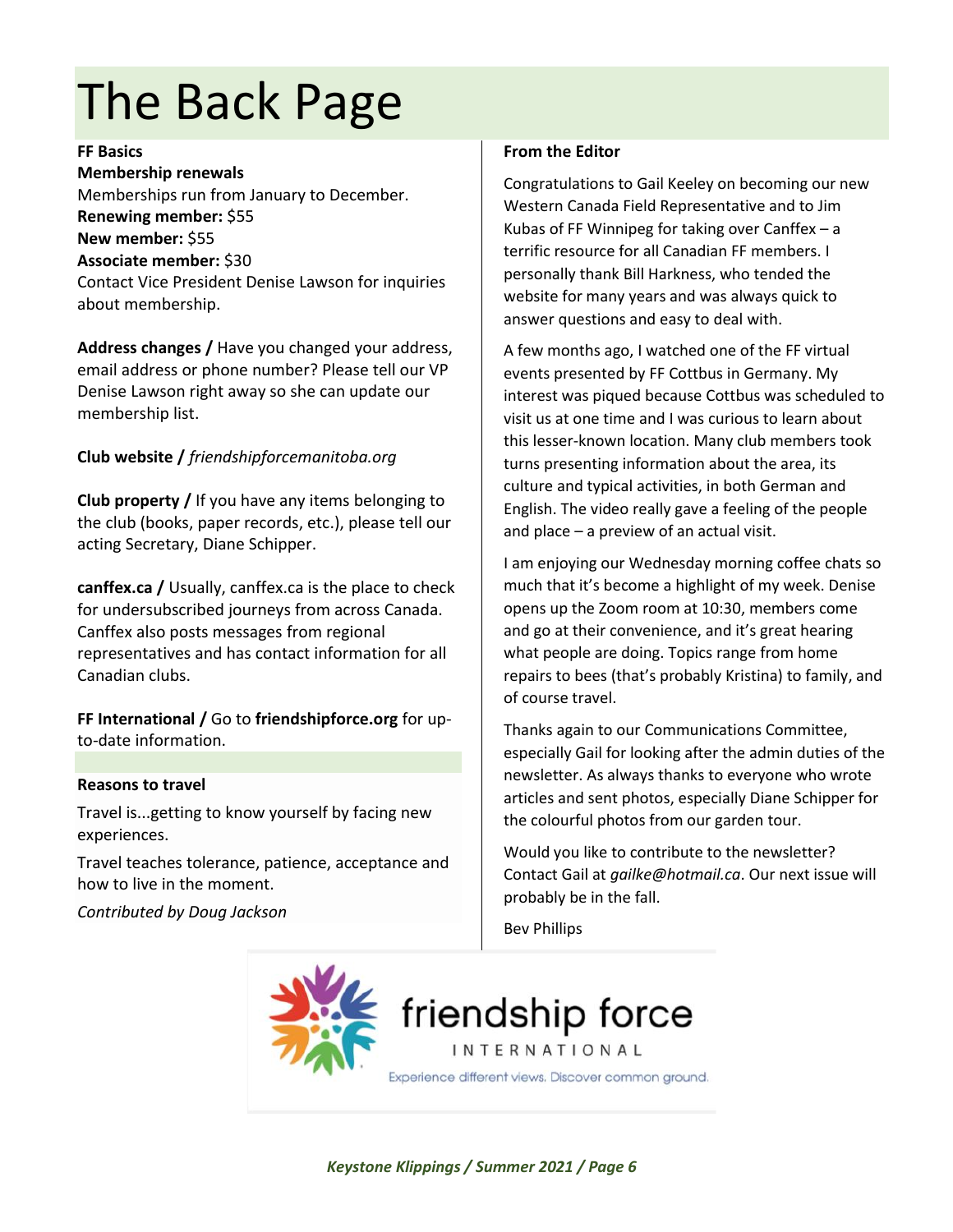# The Back Page

**FF Basics**

**Membership renewals**

Memberships run from January to December.

**Renewing member:** $55

**New member:** $55

**Associate member:** $30

Contact Vice President Denise Lawson for inquiries about membership.

**Address changes /** Have you changed your address, email address or phone number? Please tell our VP Denise Lawson right away so she can update our membership list.

**Club website /** *friendshipforcemanitoba.org*

**Club property /** If you have any items belonging to the club (books, paper records, etc.), please tell our acting Secretary, Diane Schipper.

**canffex.ca /** Usually, canffex.ca is the place to check for undersubscribed journeys from across Canada. Canffex also posts messages from regional representatives and has contact information for all Canadian clubs.

**FF International /** Go to **friendshipforce.org** for up-to-date information.

**Reasons to travel**

Travel is...getting to know yourself by facing new experiences.

Travel teaches tolerance, patience, acceptance and how to live in the moment.

*Contributed by Doug Jackson*

**From the Editor**

Congratulations to Gail Keeley on becoming our new Western Canada Field Representative and to Jim Kubas of FF Winnipeg for taking over Canffex – a terrific resource for all Canadian FF members. I personally thank Bill Harkness, who tended the website for many years and was always quick to answer questions and easy to deal with.

A few months ago, I watched one of the FF virtual events presented by FF Cottbus in Germany. My interest was piqued because Cottbus was scheduled to visit us at one time and I was curious to learn about this lesser-known location. Many club members took turns presenting information about the area, its culture and typical activities, in both German and English. The video really gave a feeling of the people and place – a preview of an actual visit.

I am enjoying our Wednesday morning coffee chats so much that it's become a highlight of my week. Denise opens up the Zoom room at 10:30, members come and go at their convenience, and it's great hearing what people are doing. Topics range from home repairs to bees (that's probably Kristina) to family, and of course travel.

Thanks again to our Communications Committee, especially Gail for looking after the admin duties of the newsletter. As always thanks to everyone who wrote articles and sent photos, especially Diane Schipper for the colourful photos from our garden tour.

Would you like to contribute to the newsletter? Contact Gail at *gailke@hotmail.ca*. Our next issue will probably be in the fall.

Bev Phillips

friendship force
INTERNATIONAL
Experience different views. Discover common ground.